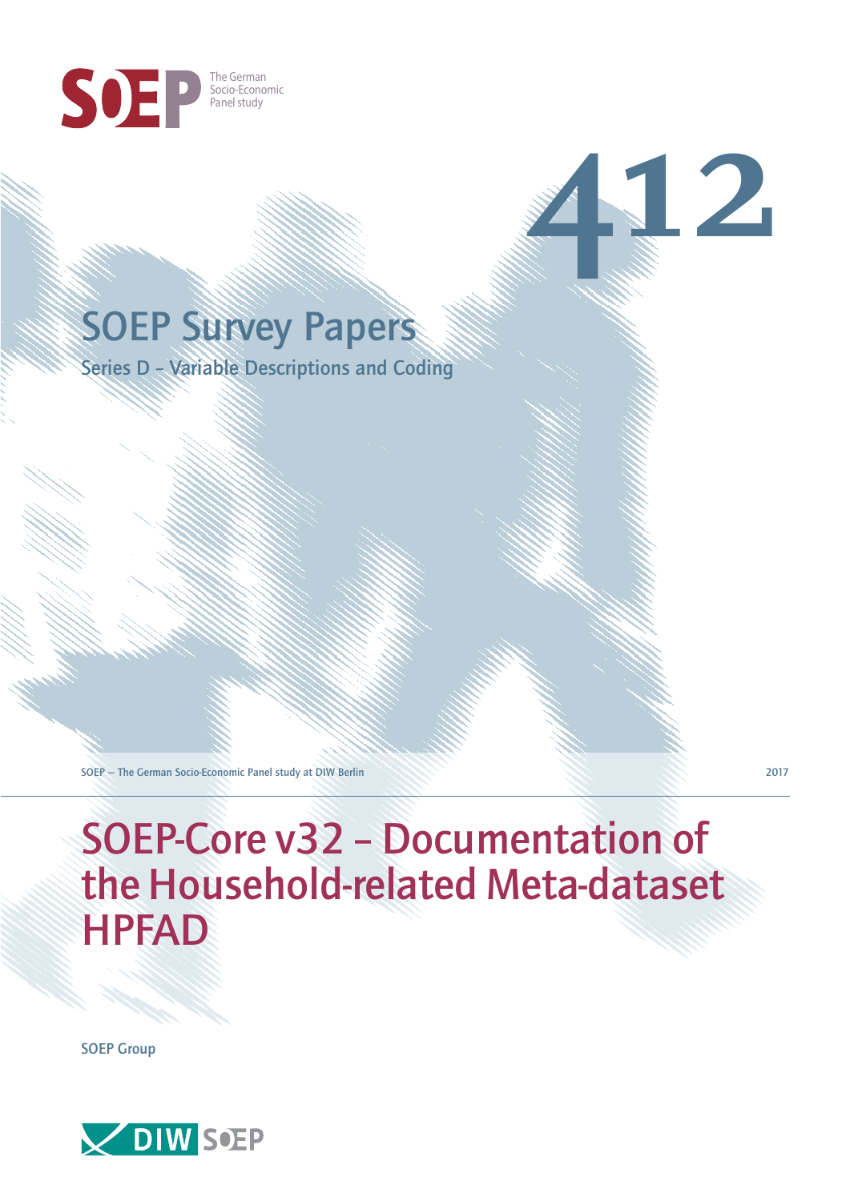SOEP The German Socio-Economic Panel study

# 412

## SOEP Survey Papers

Series D – Variable Descriptions and Coding

SOEP — The German Socio-Economic Panel study at DIW Berlin

2017

# SOEP-Core v32 – Documentation of the Household-related Meta-dataset HPFAD

SOEP Group

DIW SOEP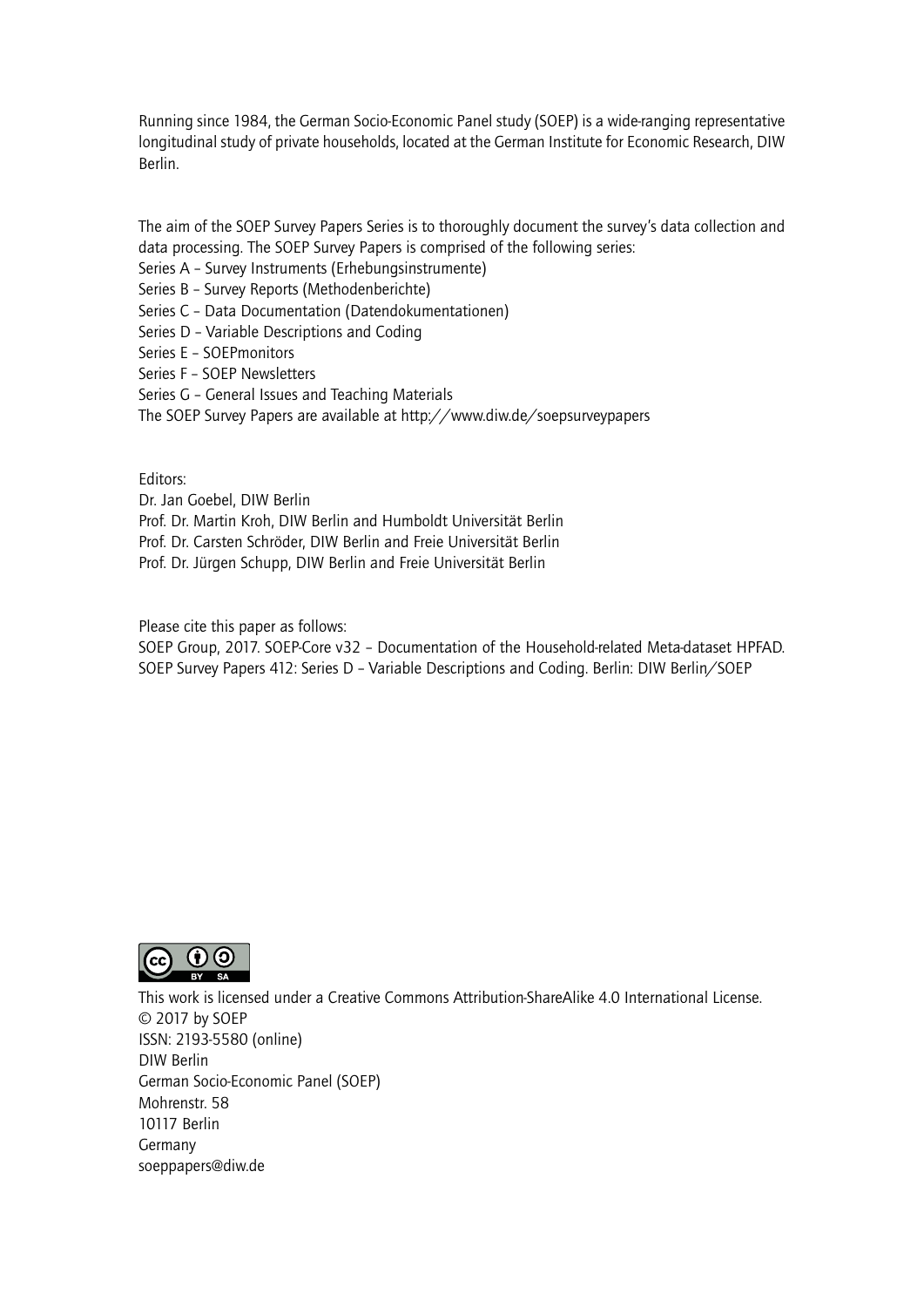Running since 1984, the German Socio-Economic Panel study (SOEP) is a wide-ranging representative longitudinal study of private households, located at the German Institute for Economic Research, DIW Berlin.

The aim of the SOEP Survey Papers Series is to thoroughly document the survey's data collection and data processing. The SOEP Survey Papers is comprised of the following series:
Series A – Survey Instruments (Erhebungsinstrumente)
Series B – Survey Reports (Methodenberichte)
Series C – Data Documentation (Datendokumentationen)
Series D – Variable Descriptions and Coding
Series E – SOEPmonitors
Series F – SOEP Newsletters
Series G – General Issues and Teaching Materials
The SOEP Survey Papers are available at http://www.diw.de/soepsurveypapers

Editors:
Dr. Jan Goebel, DIW Berlin
Prof. Dr. Martin Kroh, DIW Berlin and Humboldt Universität Berlin
Prof. Dr. Carsten Schröder, DIW Berlin and Freie Universität Berlin
Prof. Dr. Jürgen Schupp, DIW Berlin and Freie Universität Berlin

Please cite this paper as follows:
SOEP Group, 2017. SOEP-Core v32 – Documentation of the Household-related Meta-dataset HPFAD. SOEP Survey Papers 412: Series D – Variable Descriptions and Coding. Berlin: DIW Berlin/SOEP

This work is licensed under a Creative Commons Attribution-ShareAlike 4.0 International License.
© 2017 by SOEP
ISSN: 2193-5580 (online)
DIW Berlin
German Socio-Economic Panel (SOEP)
Mohrenstr. 58
10117 Berlin
Germany
soeppapers@diw.de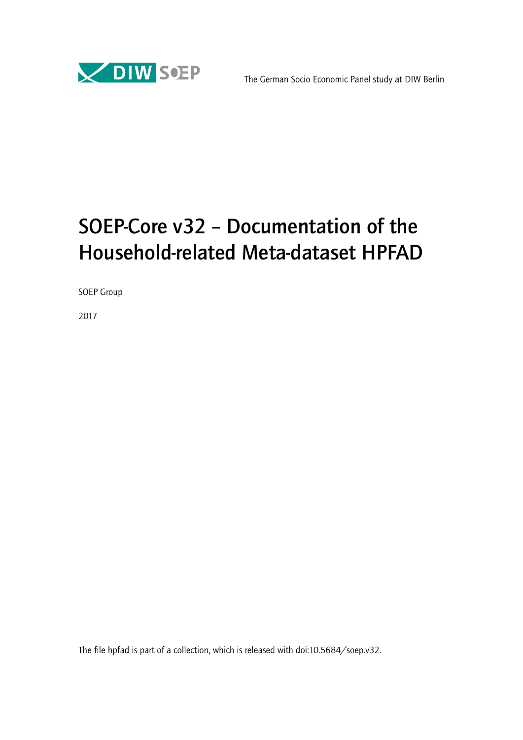The German Socio Economic Panel study at DIW Berlin

# SOEP-Core v32 – Documentation of the Household-related Meta-dataset HPFAD

SOEP Group

2017

The file hpfad is part of a collection, which is released with doi:10.5684/soep.v32.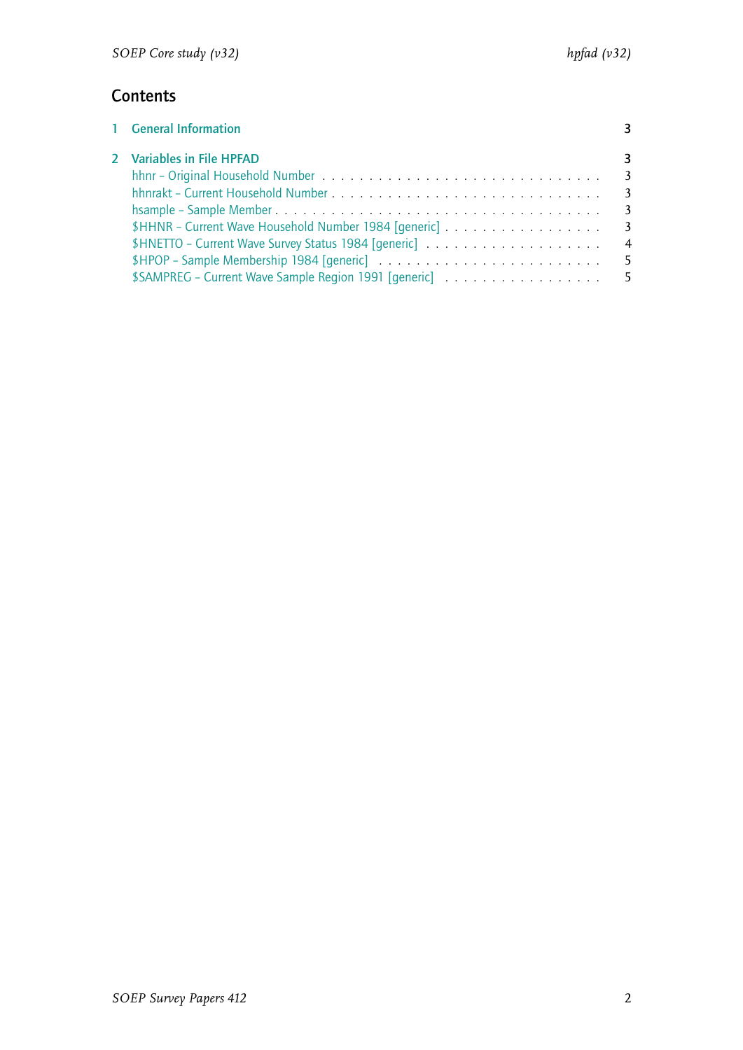## Contents

1 General Information 3

2 Variables in File HPFAD 3

- hhnr – Original Household Number . . . . . . . . . . . . . . . . . . . . . . . . . . . . . 3
- hhnrakt – Current Household Number . . . . . . . . . . . . . . . . . . . . . . . . . . . . 3
- hsample – Sample Member . . . . . . . . . . . . . . . . . . . . . . . . . . . . . . . . . 3
- $HHNR – Current Wave Household Number 1984 [generic] . . . . . . . . . . . . . . . . . 3
- $HNETTO – Current Wave Survey Status 1984 [generic] . . . . . . . . . . . . . . . . . . . 4
- $HPOP – Sample Membership 1984 [generic] . . . . . . . . . . . . . . . . . . . . . . . . 5
- $SAMPREG – Current Wave Sample Region 1991 [generic] . . . . . . . . . . . . . . . . . 5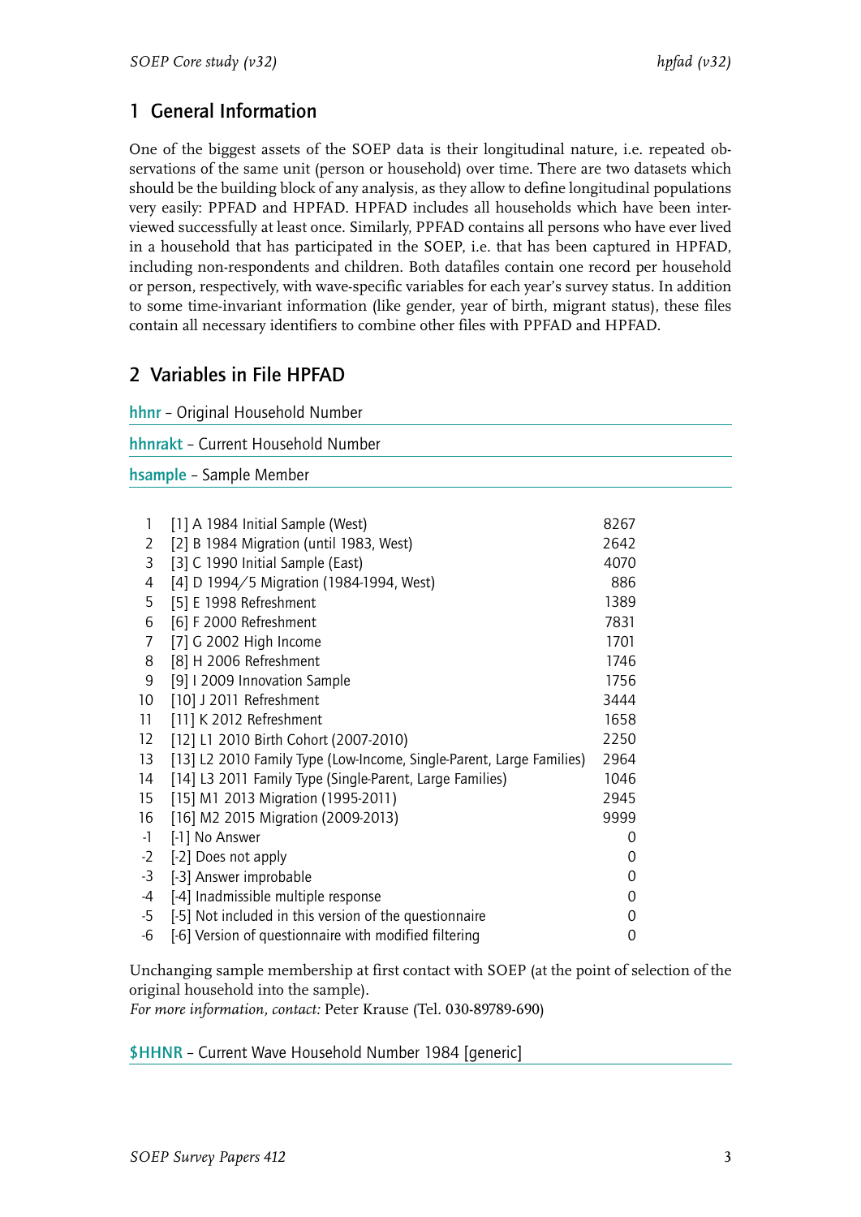## 1 General Information

One of the biggest assets of the SOEP data is their longitudinal nature, i.e. repeated observations of the same unit (person or household) over time. There are two datasets which should be the building block of any analysis, as they allow to define longitudinal populations very easily: PPFAD and HPFAD. HPFAD includes all households which have been interviewed successfully at least once. Similarly, PPFAD contains all persons who have ever lived in a household that has participated in the SOEP, i.e. that has been captured in HPFAD, including non-respondents and children. Both datafiles contain one record per household or person, respectively, with wave-specific variables for each year's survey status. In addition to some time-invariant information (like gender, year of birth, migrant status), these files contain all necessary identifiers to combine other files with PPFAD and HPFAD.

## 2 Variables in File HPFAD

**hhnr** – Original Household Number

**hhnrakt** – Current Household Number

**hsample** – Sample Member

| | | |
|---|---|---|
| 1 | [1] A 1984 Initial Sample (West) | 8267 |
| 2 | [2] B 1984 Migration (until 1983, West) | 2642 |
| 3 | [3] C 1990 Initial Sample (East) | 4070 |
| 4 | [4] D 1994/5 Migration (1984-1994, West) | 886 |
| 5 | [5] E 1998 Refreshment | 1389 |
| 6 | [6] F 2000 Refreshment | 7831 |
| 7 | [7] G 2002 High Income | 1701 |
| 8 | [8] H 2006 Refreshment | 1746 |
| 9 | [9] I 2009 Innovation Sample | 1756 |
| 10 | [10] J 2011 Refreshment | 3444 |
| 11 | [11] K 2012 Refreshment | 1658 |
| 12 | [12] L1 2010 Birth Cohort (2007-2010) | 2250 |
| 13 | [13] L2 2010 Family Type (Low-Income, Single-Parent, Large Families) | 2964 |
| 14 | [14] L3 2011 Family Type (Single-Parent, Large Families) | 1046 |
| 15 | [15] M1 2013 Migration (1995-2011) | 2945 |
| 16 | [16] M2 2015 Migration (2009-2013) | 9999 |
| -1 | [-1] No Answer | 0 |
| -2 | [-2] Does not apply | 0 |
| -3 | [-3] Answer improbable | 0 |
| -4 | [-4] Inadmissible multiple response | 0 |
| -5 | [-5] Not included in this version of the questionnaire | 0 |
| -6 | [-6] Version of questionnaire with modified filtering | 0 |

Unchanging sample membership at first contact with SOEP (at the point of selection of the original household into the sample).
*For more information, contact:* Peter Krause (Tel. 030-89789-690)

**$HHNR** – Current Wave Household Number 1984 [generic]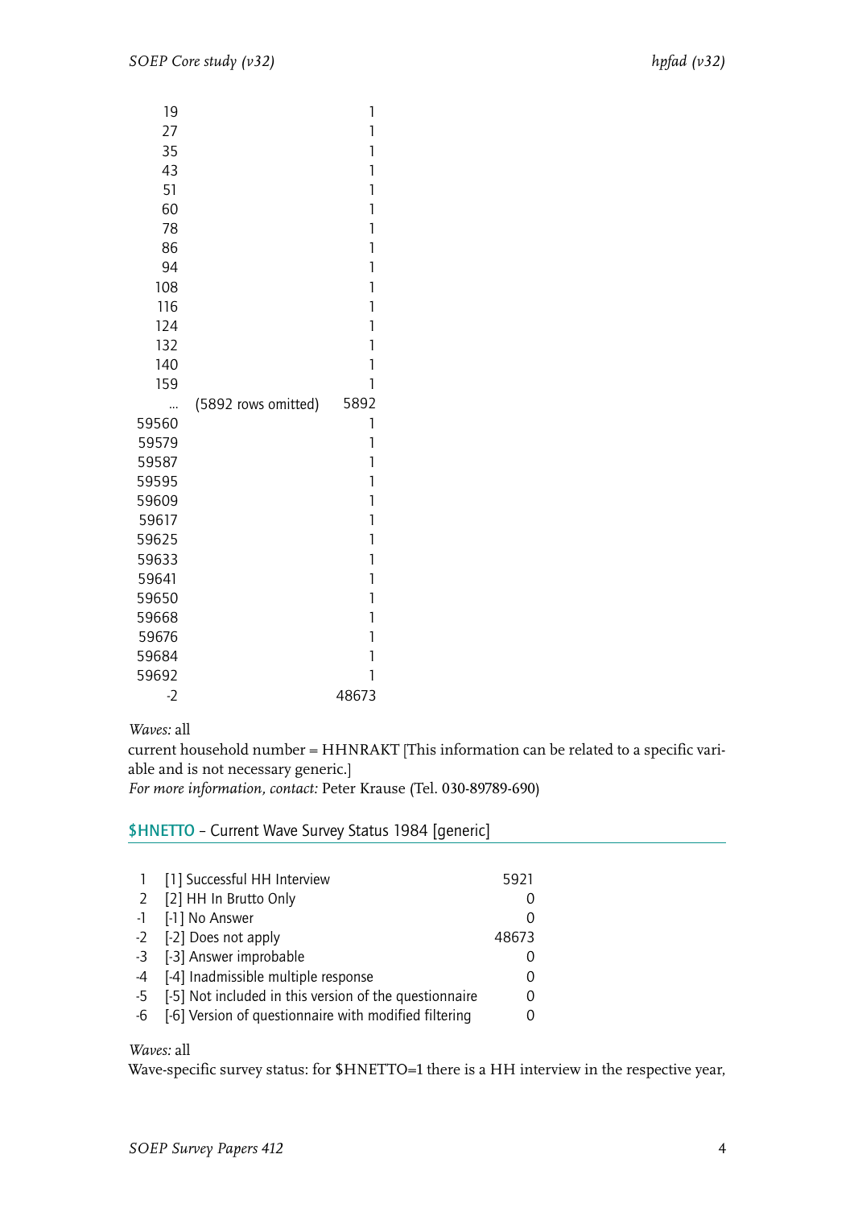| | | |
|---|---|---|
| 19 | | 1 |
| 27 | | 1 |
| 35 | | 1 |
| 43 | | 1 |
| 51 | | 1 |
| 60 | | 1 |
| 78 | | 1 |
| 86 | | 1 |
| 94 | | 1 |
| 108 | | 1 |
| 116 | | 1 |
| 124 | | 1 |
| 132 | | 1 |
| 140 | | 1 |
| 159 | | 1 |
| ... | (5892 rows omitted) | 5892 |
| 59560 | | 1 |
| 59579 | | 1 |
| 59587 | | 1 |
| 59595 | | 1 |
| 59609 | | 1 |
| 59617 | | 1 |
| 59625 | | 1 |
| 59633 | | 1 |
| 59641 | | 1 |
| 59650 | | 1 |
| 59668 | | 1 |
| 59676 | | 1 |
| 59684 | | 1 |
| 59692 | | 1 |
| -2 | | 48673 |

*Waves:* all

current household number = HHNRAKT [This information can be related to a specific variable and is not necessary generic.]

*For more information, contact:* Peter Krause (Tel. 030-89789-690)

## $HNETTO – Current Wave Survey Status 1984 [generic]

| | | |
|---|---|---|
| 1 | [1] Successful HH Interview | 5921 |
| 2 | [2] HH In Brutto Only | 0 |
| -1 | [-1] No Answer | 0 |
| -2 | [-2] Does not apply | 48673 |
| -3 | [-3] Answer improbable | 0 |
| -4 | [-4] Inadmissible multiple response | 0 |
| -5 | [-5] Not included in this version of the questionnaire | 0 |
| -6 | [-6] Version of questionnaire with modified filtering | 0 |

*Waves:* all

Wave-specific survey status: for $HNETTO=1 there is a HH interview in the respective year,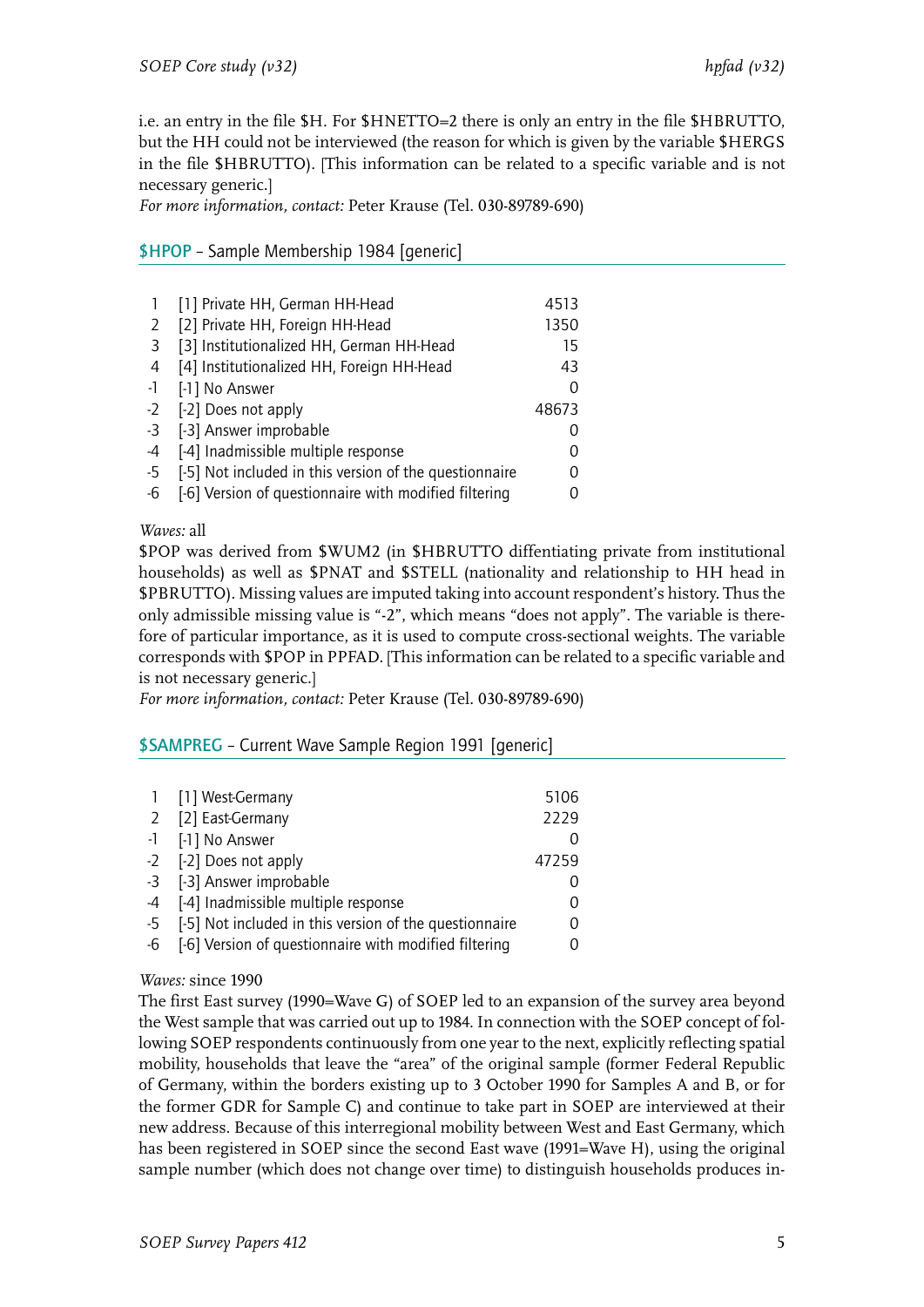i.e. an entry in the file $H. For $HNETTO=2 there is only an entry in the file $HBRUTTO, but the HH could not be interviewed (the reason for which is given by the variable $HERGS in the file $HBRUTTO). [This information can be related to a specific variable and is not necessary generic.]

*For more information, contact:* Peter Krause (Tel. 030-89789-690)

## $HPOP – Sample Membership 1984 [generic]

| | | |
|---|---|---|
| 1 | [1] Private HH, German HH-Head | 4513 |
| 2 | [2] Private HH, Foreign HH-Head | 1350 |
| 3 | [3] Institutionalized HH, German HH-Head | 15 |
| 4 | [4] Institutionalized HH, Foreign HH-Head | 43 |
| -1 | [-1] No Answer | 0 |
| -2 | [-2] Does not apply | 48673 |
| -3 | [-3] Answer improbable | 0 |
| -4 | [-4] Inadmissible multiple response | 0 |
| -5 | [-5] Not included in this version of the questionnaire | 0 |
| -6 | [-6] Version of questionnaire with modified filtering | 0 |

*Waves:* all

$POP was derived from $WUM2 (in $HBRUTTO diffentiating private from institutional households) as well as $PNAT and $STELL (nationality and relationship to HH head in $PBRUTTO). Missing values are imputed taking into account respondent's history. Thus the only admissible missing value is "-2", which means "does not apply". The variable is therefore of particular importance, as it is used to compute cross-sectional weights. The variable corresponds with $POP in PPFAD. [This information can be related to a specific variable and is not necessary generic.]

*For more information, contact:* Peter Krause (Tel. 030-89789-690)

## $SAMPREG – Current Wave Sample Region 1991 [generic]

| | | |
|---|---|---|
| 1 | [1] West-Germany | 5106 |
| 2 | [2] East-Germany | 2229 |
| -1 | [-1] No Answer | 0 |
| -2 | [-2] Does not apply | 47259 |
| -3 | [-3] Answer improbable | 0 |
| -4 | [-4] Inadmissible multiple response | 0 |
| -5 | [-5] Not included in this version of the questionnaire | 0 |
| -6 | [-6] Version of questionnaire with modified filtering | 0 |

*Waves:* since 1990

The first East survey (1990=Wave G) of SOEP led to an expansion of the survey area beyond the West sample that was carried out up to 1984. In connection with the SOEP concept of following SOEP respondents continuously from one year to the next, explicitly reflecting spatial mobility, households that leave the "area" of the original sample (former Federal Republic of Germany, within the borders existing up to 3 October 1990 for Samples A and B, or for the former GDR for Sample C) and continue to take part in SOEP are interviewed at their new address. Because of this interregional mobility between West and East Germany, which has been registered in SOEP since the second East wave (1991=Wave H), using the original sample number (which does not change over time) to distinguish households produces in-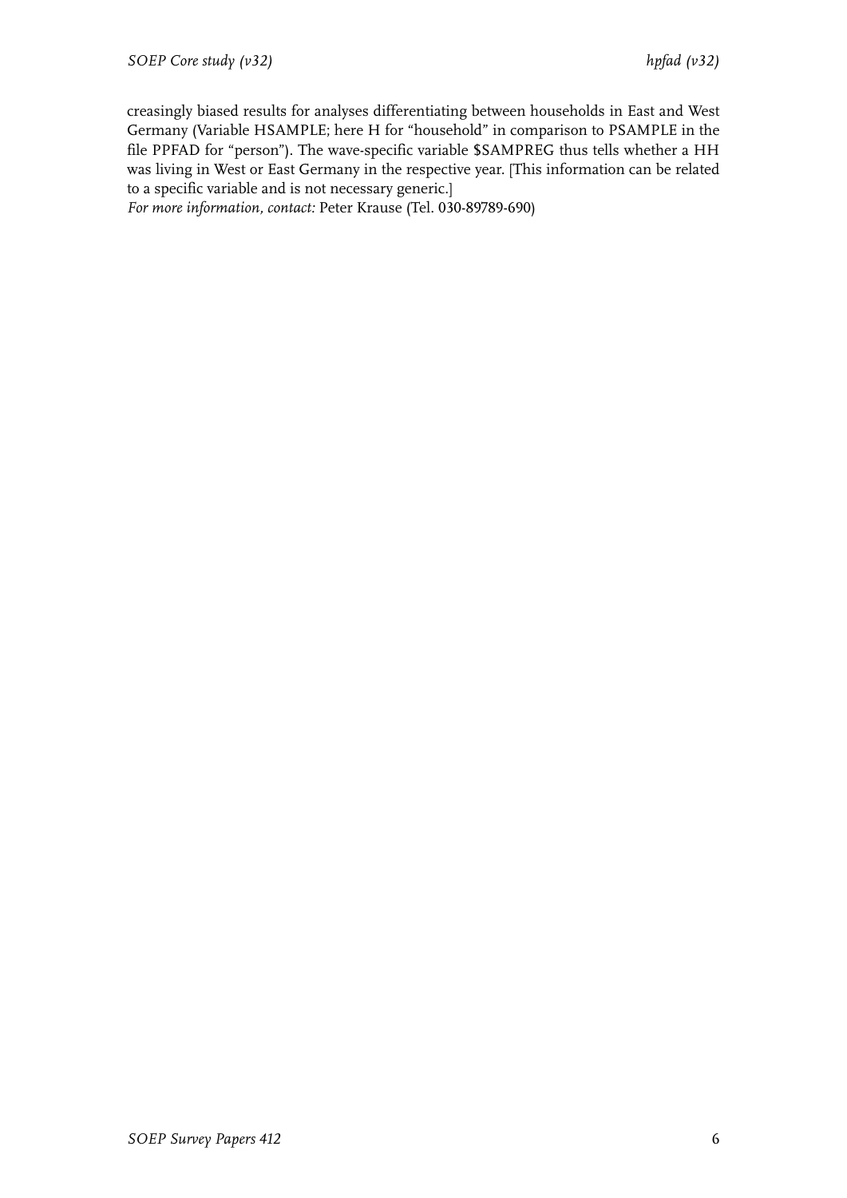creasingly biased results for analyses differentiating between households in East and West Germany (Variable HSAMPLE; here H for “household” in comparison to PSAMPLE in the file PPFAD for “person”). The wave-specific variable $SAMPREG thus tells whether a HH was living in West or East Germany in the respective year. [This information can be related to a specific variable and is not necessary generic.]

*For more information, contact:* Peter Krause (Tel. 030-89789-690)